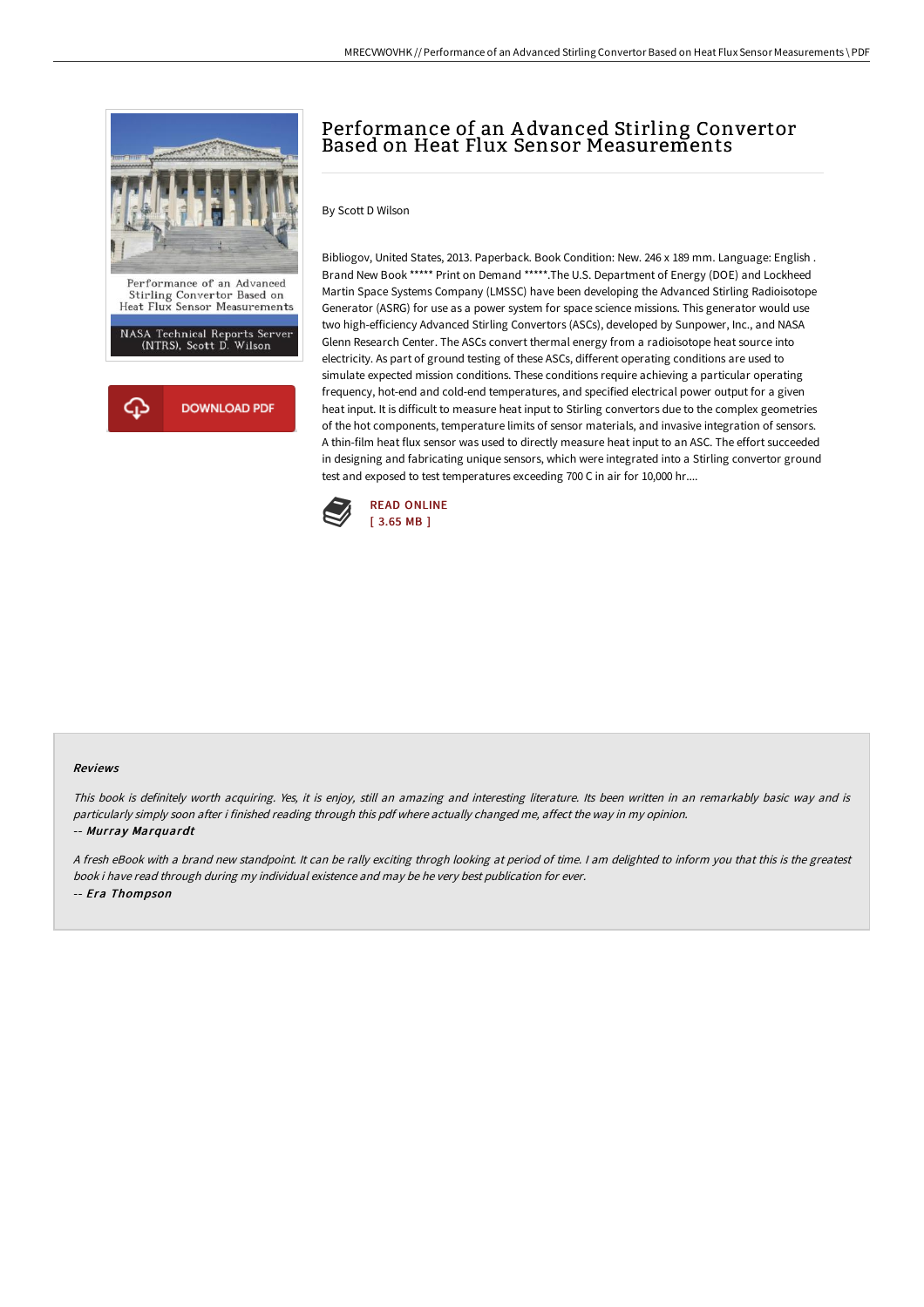# Performance of an Advanced Stirling Convertor Based on Heat Flux Sensor Measurements

By Scott D Wilson

Bibliogov, United States, 2013. Paperback. Book Condition: New. 246 x 189 mm. Language: English . Brand New Book ***** Print on Demand *****.The U.S. Department of Energy (DOE) and Lockheed Martin Space Systems Company (LMSSC) have been developing the Advanced Stirling Radioisotope Generator (ASRG) for use as a power system for space science missions. This generator would use two high-efficiency Advanced Stirling Convertors (ASCs), developed by Sunpower, Inc., and NASA Glenn Research Center. The ASCs convert thermal energy from a radioisotope heat source into electricity. As part of ground testing of these ASCs, different operating conditions are used to simulate expected mission conditions. These conditions require achieving a particular operating frequency, hot-end and cold-end temperatures, and specified electrical power output for a given heat input. It is difficult to measure heat input to Stirling convertors due to the complex geometries of the hot components, temperature limits of sensor materials, and invasive integration of sensors. A thin-film heat flux sensor was used to directly measure heat input to an ASC. The effort succeeded in designing and fabricating unique sensors, which were integrated into a Stirling convertor ground test and exposed to test temperatures exceeding 700 C in air for 10,000 hr....

READ ONLINE
[ 3.65 MB ]

### Reviews

*This book is definitely worth acquiring. Yes, it is enjoy, still an amazing and interesting literature. Its been written in an remarkably basic way and is particularly simply soon after i finished reading through this pdf where actually changed me, affect the way in my opinion.*

-- ***Murray Marquardt***

*A fresh eBook with a brand new standpoint. It can be rally exciting throgh looking at period of time. I am delighted to inform you that this is the greatest book i have read through during my individual existence and may be he very best publication for ever.*

-- ***Era Thompson***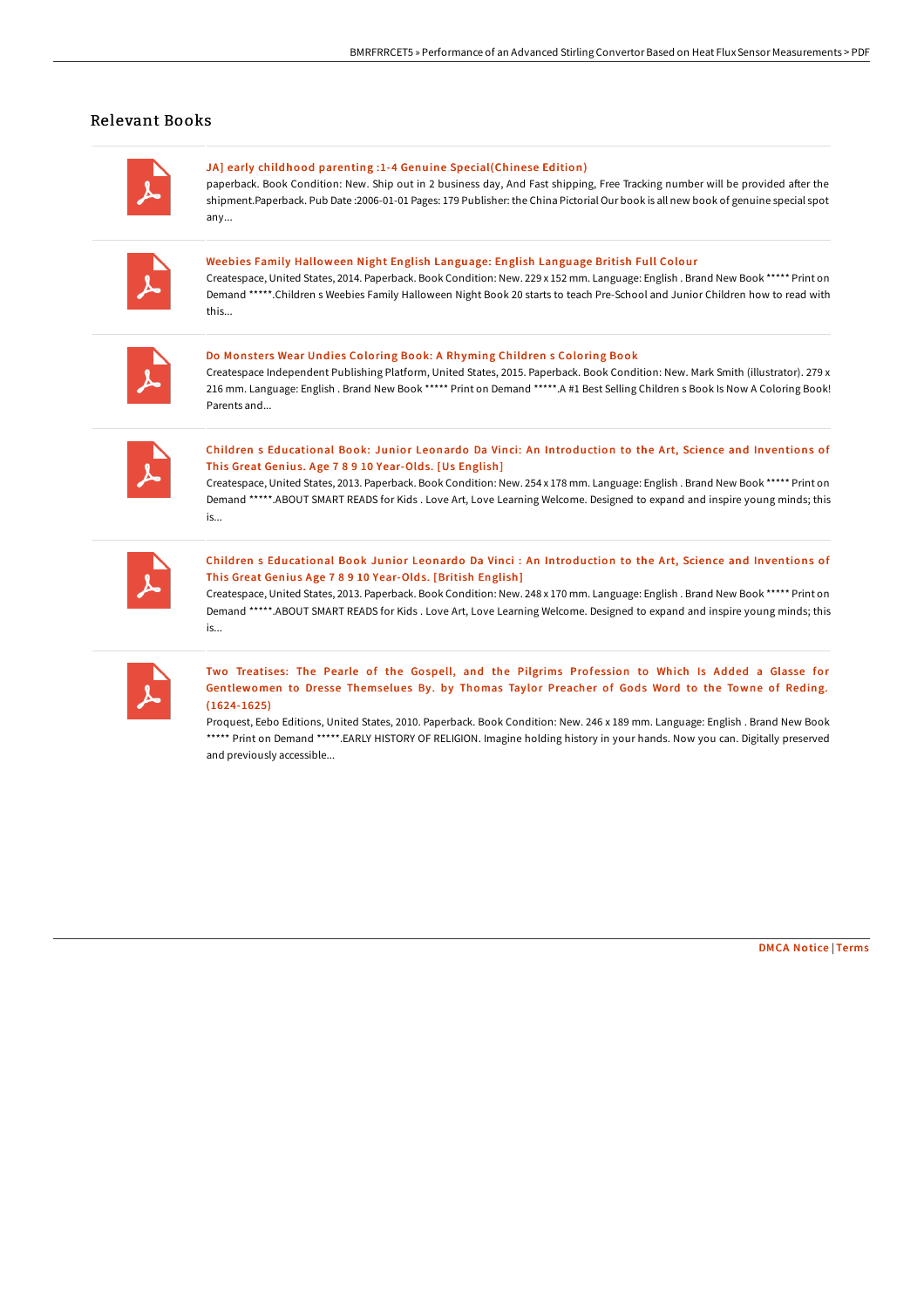## Relevant Books

### JA] early childhood parenting :1-4 Genuine Special(Chinese Edition)

paperback. Book Condition: New. Ship out in 2 business day, And Fast shipping, Free Tracking number will be provided after the shipment.Paperback. Pub Date :2006-01-01 Pages: 179 Publisher: the China Pictorial Our book is all new book of genuine special spot any...

### Weebies Family Halloween Night English Language: English Language British Full Colour

Createspace, United States, 2014. Paperback. Book Condition: New. 229 x 152 mm. Language: English . Brand New Book ***** Print on Demand *****.Children s Weebies Family Halloween Night Book 20 starts to teach Pre-School and Junior Children how to read with this...

### Do Monsters Wear Undies Coloring Book: A Rhyming Children s Coloring Book

Createspace Independent Publishing Platform, United States, 2015. Paperback. Book Condition: New. Mark Smith (illustrator). 279 x 216 mm. Language: English . Brand New Book ***** Print on Demand *****.A #1 Best Selling Children s Book Is Now A Coloring Book! Parents and...

### Children s Educational Book: Junior Leonardo Da Vinci: An Introduction to the Art, Science and Inventions of This Great Genius. Age 7 8 9 10 Year-Olds. [Us English]

Createspace, United States, 2013. Paperback. Book Condition: New. 254 x 178 mm. Language: English . Brand New Book ***** Print on Demand *****.ABOUT SMART READS for Kids . Love Art, Love Learning Welcome. Designed to expand and inspire young minds; this is...

### Children s Educational Book Junior Leonardo Da Vinci : An Introduction to the Art, Science and Inventions of This Great Genius Age 7 8 9 10 Year-Olds. [British English]

Createspace, United States, 2013. Paperback. Book Condition: New. 248 x 170 mm. Language: English . Brand New Book ***** Print on Demand *****.ABOUT SMART READS for Kids . Love Art, Love Learning Welcome. Designed to expand and inspire young minds; this is...

### Two Treatises: The Pearle of the Gospell, and the Pilgrims Profession to Which Is Added a Glasse for Gentlewomen to Dresse Themselues By. by Thomas Taylor Preacher of Gods Word to the Towne of Reding. (1624-1625)

Proquest, Eebo Editions, United States, 2010. Paperback. Book Condition: New. 246 x 189 mm. Language: English . Brand New Book ***** Print on Demand *****.EARLY HISTORY OF RELIGION. Imagine holding history in your hands. Now you can. Digitally preserved and previously accessible...